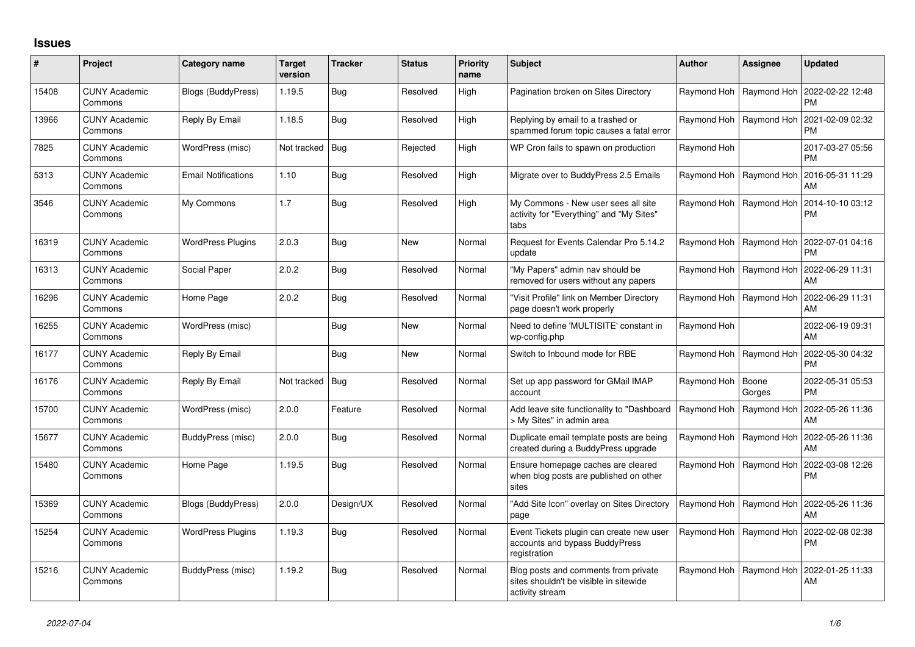## Issues

| # | Project | Category name | Target version | Tracker | Status | Priority name | Subject | Author | Assignee | Updated |
|---|---|---|---|---|---|---|---|---|---|---|
| 15408 | CUNY Academic Commons | Blogs (BuddyPress) | 1.19.5 | Bug | Resolved | High | Pagination broken on Sites Directory | Raymond Hoh | Raymond Hoh | 2022-02-22 12:48 PM |
| 13966 | CUNY Academic Commons | Reply By Email | 1.18.5 | Bug | Resolved | High | Replying by email to a trashed or spammed forum topic causes a fatal error | Raymond Hoh | Raymond Hoh | 2021-02-09 02:32 PM |
| 7825 | CUNY Academic Commons | WordPress (misc) | Not tracked | Bug | Rejected | High | WP Cron fails to spawn on production | Raymond Hoh | | 2017-03-27 05:56 PM |
| 5313 | CUNY Academic Commons | Email Notifications | 1.10 | Bug | Resolved | High | Migrate over to BuddyPress 2.5 Emails | Raymond Hoh | Raymond Hoh | 2016-05-31 11:29 AM |
| 3546 | CUNY Academic Commons | My Commons | 1.7 | Bug | Resolved | High | My Commons - New user sees all site activity for "Everything" and "My Sites" tabs | Raymond Hoh | Raymond Hoh | 2014-10-10 03:12 PM |
| 16319 | CUNY Academic Commons | WordPress Plugins | 2.0.3 | Bug | New | Normal | Request for Events Calendar Pro 5.14.2 update | Raymond Hoh | Raymond Hoh | 2022-07-01 04:16 PM |
| 16313 | CUNY Academic Commons | Social Paper | 2.0.2 | Bug | Resolved | Normal | "My Papers" admin nav should be removed for users without any papers | Raymond Hoh | Raymond Hoh | 2022-06-29 11:31 AM |
| 16296 | CUNY Academic Commons | Home Page | 2.0.2 | Bug | Resolved | Normal | "Visit Profile" link on Member Directory page doesn't work properly | Raymond Hoh | Raymond Hoh | 2022-06-29 11:31 AM |
| 16255 | CUNY Academic Commons | WordPress (misc) | | Bug | New | Normal | Need to define 'MULTISITE' constant in wp-config.php | Raymond Hoh | | 2022-06-19 09:31 AM |
| 16177 | CUNY Academic Commons | Reply By Email | | Bug | New | Normal | Switch to Inbound mode for RBE | Raymond Hoh | Raymond Hoh | 2022-05-30 04:32 PM |
| 16176 | CUNY Academic Commons | Reply By Email | Not tracked | Bug | Resolved | Normal | Set up app password for GMail IMAP account | Raymond Hoh | Boone Gorges | 2022-05-31 05:53 PM |
| 15700 | CUNY Academic Commons | WordPress (misc) | 2.0.0 | Feature | Resolved | Normal | Add leave site functionality to "Dashboard > My Sites" in admin area | Raymond Hoh | Raymond Hoh | 2022-05-26 11:36 AM |
| 15677 | CUNY Academic Commons | BuddyPress (misc) | 2.0.0 | Bug | Resolved | Normal | Duplicate email template posts are being created during a BuddyPress upgrade | Raymond Hoh | Raymond Hoh | 2022-05-26 11:36 AM |
| 15480 | CUNY Academic Commons | Home Page | 1.19.5 | Bug | Resolved | Normal | Ensure homepage caches are cleared when blog posts are published on other sites | Raymond Hoh | Raymond Hoh | 2022-03-08 12:26 PM |
| 15369 | CUNY Academic Commons | Blogs (BuddyPress) | 2.0.0 | Design/UX | Resolved | Normal | "Add Site Icon" overlay on Sites Directory page | Raymond Hoh | Raymond Hoh | 2022-05-26 11:36 AM |
| 15254 | CUNY Academic Commons | WordPress Plugins | 1.19.3 | Bug | Resolved | Normal | Event Tickets plugin can create new user accounts and bypass BuddyPress registration | Raymond Hoh | Raymond Hoh | 2022-02-08 02:38 PM |
| 15216 | CUNY Academic Commons | BuddyPress (misc) | 1.19.2 | Bug | Resolved | Normal | Blog posts and comments from private sites shouldn't be visible in sitewide activity stream | Raymond Hoh | Raymond Hoh | 2022-01-25 11:33 AM |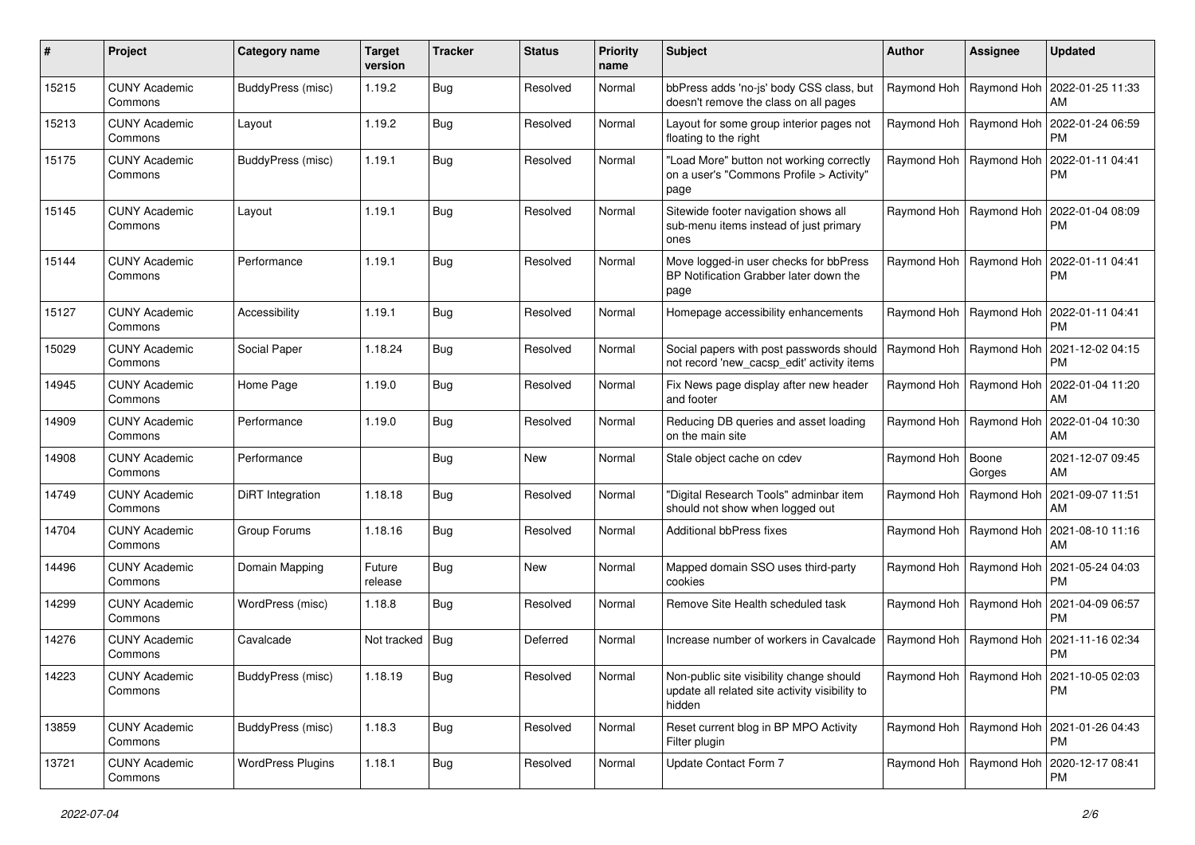| # | Project | Category name | Target version | Tracker | Status | Priority name | Subject | Author | Assignee | Updated |
|---|---|---|---|---|---|---|---|---|---|---|
| 15215 | CUNY Academic Commons | BuddyPress (misc) | 1.19.2 | Bug | Resolved | Normal | bbPress adds 'no-js' body CSS class, but doesn't remove the class on all pages | Raymond Hoh | Raymond Hoh | 2022-01-25 11:33 AM |
| 15213 | CUNY Academic Commons | Layout | 1.19.2 | Bug | Resolved | Normal | Layout for some group interior pages not floating to the right | Raymond Hoh | Raymond Hoh | 2022-01-24 06:59 PM |
| 15175 | CUNY Academic Commons | BuddyPress (misc) | 1.19.1 | Bug | Resolved | Normal | "Load More" button not working correctly on a user's "Commons Profile > Activity" page | Raymond Hoh | Raymond Hoh | 2022-01-11 04:41 PM |
| 15145 | CUNY Academic Commons | Layout | 1.19.1 | Bug | Resolved | Normal | Sitewide footer navigation shows all sub-menu items instead of just primary ones | Raymond Hoh | Raymond Hoh | 2022-01-04 08:09 PM |
| 15144 | CUNY Academic Commons | Performance | 1.19.1 | Bug | Resolved | Normal | Move logged-in user checks for bbPress BP Notification Grabber later down the page | Raymond Hoh | Raymond Hoh | 2022-01-11 04:41 PM |
| 15127 | CUNY Academic Commons | Accessibility | 1.19.1 | Bug | Resolved | Normal | Homepage accessibility enhancements | Raymond Hoh | Raymond Hoh | 2022-01-11 04:41 PM |
| 15029 | CUNY Academic Commons | Social Paper | 1.18.24 | Bug | Resolved | Normal | Social papers with post passwords should not record 'new_cacsp_edit' activity items | Raymond Hoh | Raymond Hoh | 2021-12-02 04:15 PM |
| 14945 | CUNY Academic Commons | Home Page | 1.19.0 | Bug | Resolved | Normal | Fix News page display after new header and footer | Raymond Hoh | Raymond Hoh | 2022-01-04 11:20 AM |
| 14909 | CUNY Academic Commons | Performance | 1.19.0 | Bug | Resolved | Normal | Reducing DB queries and asset loading on the main site | Raymond Hoh | Raymond Hoh | 2022-01-04 10:30 AM |
| 14908 | CUNY Academic Commons | Performance | | Bug | New | Normal | Stale object cache on cdev | Raymond Hoh | Boone Gorges | 2021-12-07 09:45 AM |
| 14749 | CUNY Academic Commons | DiRT Integration | 1.18.18 | Bug | Resolved | Normal | "Digital Research Tools" adminbar item should not show when logged out | Raymond Hoh | Raymond Hoh | 2021-09-07 11:51 AM |
| 14704 | CUNY Academic Commons | Group Forums | 1.18.16 | Bug | Resolved | Normal | Additional bbPress fixes | Raymond Hoh | Raymond Hoh | 2021-08-10 11:16 AM |
| 14496 | CUNY Academic Commons | Domain Mapping | Future release | Bug | New | Normal | Mapped domain SSO uses third-party cookies | Raymond Hoh | Raymond Hoh | 2021-05-24 04:03 PM |
| 14299 | CUNY Academic Commons | WordPress (misc) | 1.18.8 | Bug | Resolved | Normal | Remove Site Health scheduled task | Raymond Hoh | Raymond Hoh | 2021-04-09 06:57 PM |
| 14276 | CUNY Academic Commons | Cavalcade | Not tracked | Bug | Deferred | Normal | Increase number of workers in Cavalcade | Raymond Hoh | Raymond Hoh | 2021-11-16 02:34 PM |
| 14223 | CUNY Academic Commons | BuddyPress (misc) | 1.18.19 | Bug | Resolved | Normal | Non-public site visibility change should update all related site activity visibility to hidden | Raymond Hoh | Raymond Hoh | 2021-10-05 02:03 PM |
| 13859 | CUNY Academic Commons | BuddyPress (misc) | 1.18.3 | Bug | Resolved | Normal | Reset current blog in BP MPO Activity Filter plugin | Raymond Hoh | Raymond Hoh | 2021-01-26 04:43 PM |
| 13721 | CUNY Academic Commons | WordPress Plugins | 1.18.1 | Bug | Resolved | Normal | Update Contact Form 7 | Raymond Hoh | Raymond Hoh | 2020-12-17 08:41 PM |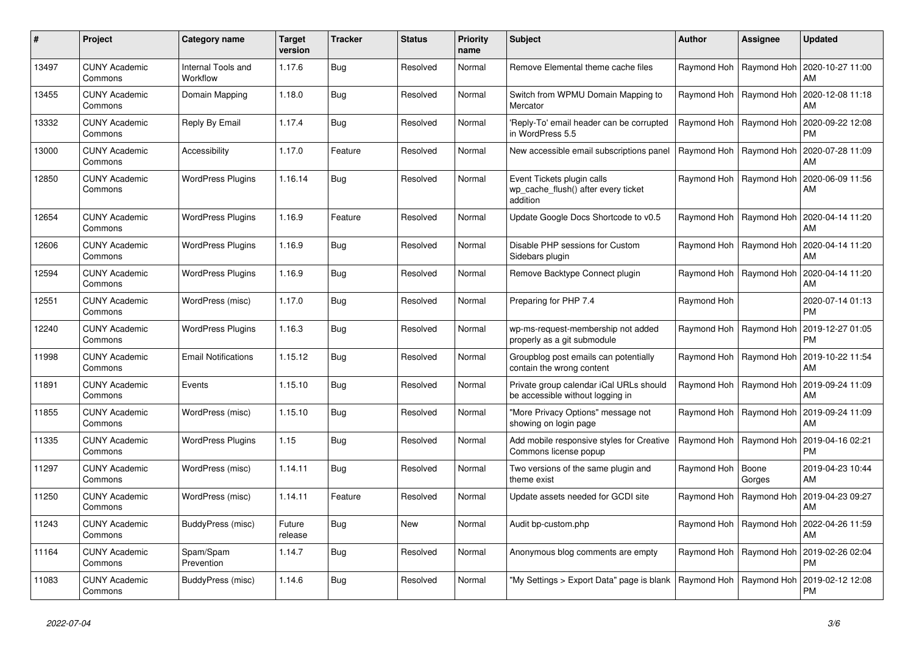| # | Project | Category name | Target version | Tracker | Status | Priority name | Subject | Author | Assignee | Updated |
|---|---|---|---|---|---|---|---|---|---|---|
| 13497 | CUNY Academic Commons | Internal Tools and Workflow | 1.17.6 | Bug | Resolved | Normal | Remove Elemental theme cache files | Raymond Hoh | Raymond Hoh | 2020-10-27 11:00 AM |
| 13455 | CUNY Academic Commons | Domain Mapping | 1.18.0 | Bug | Resolved | Normal | Switch from WPMU Domain Mapping to Mercator | Raymond Hoh | Raymond Hoh | 2020-12-08 11:18 AM |
| 13332 | CUNY Academic Commons | Reply By Email | 1.17.4 | Bug | Resolved | Normal | 'Reply-To' email header can be corrupted in WordPress 5.5 | Raymond Hoh | Raymond Hoh | 2020-09-22 12:08 PM |
| 13000 | CUNY Academic Commons | Accessibility | 1.17.0 | Feature | Resolved | Normal | New accessible email subscriptions panel | Raymond Hoh | Raymond Hoh | 2020-07-28 11:09 AM |
| 12850 | CUNY Academic Commons | WordPress Plugins | 1.16.14 | Bug | Resolved | Normal | Event Tickets plugin calls wp_cache_flush() after every ticket addition | Raymond Hoh | Raymond Hoh | 2020-06-09 11:56 AM |
| 12654 | CUNY Academic Commons | WordPress Plugins | 1.16.9 | Feature | Resolved | Normal | Update Google Docs Shortcode to v0.5 | Raymond Hoh | Raymond Hoh | 2020-04-14 11:20 AM |
| 12606 | CUNY Academic Commons | WordPress Plugins | 1.16.9 | Bug | Resolved | Normal | Disable PHP sessions for Custom Sidebars plugin | Raymond Hoh | Raymond Hoh | 2020-04-14 11:20 AM |
| 12594 | CUNY Academic Commons | WordPress Plugins | 1.16.9 | Bug | Resolved | Normal | Remove Backtype Connect plugin | Raymond Hoh | Raymond Hoh | 2020-04-14 11:20 AM |
| 12551 | CUNY Academic Commons | WordPress (misc) | 1.17.0 | Bug | Resolved | Normal | Preparing for PHP 7.4 | Raymond Hoh | | 2020-07-14 01:13 PM |
| 12240 | CUNY Academic Commons | WordPress Plugins | 1.16.3 | Bug | Resolved | Normal | wp-ms-request-membership not added properly as a git submodule | Raymond Hoh | Raymond Hoh | 2019-12-27 01:05 PM |
| 11998 | CUNY Academic Commons | Email Notifications | 1.15.12 | Bug | Resolved | Normal | Groupblog post emails can potentially contain the wrong content | Raymond Hoh | Raymond Hoh | 2019-10-22 11:54 AM |
| 11891 | CUNY Academic Commons | Events | 1.15.10 | Bug | Resolved | Normal | Private group calendar iCal URLs should be accessible without logging in | Raymond Hoh | Raymond Hoh | 2019-09-24 11:09 AM |
| 11855 | CUNY Academic Commons | WordPress (misc) | 1.15.10 | Bug | Resolved | Normal | "More Privacy Options" message not showing on login page | Raymond Hoh | Raymond Hoh | 2019-09-24 11:09 AM |
| 11335 | CUNY Academic Commons | WordPress Plugins | 1.15 | Bug | Resolved | Normal | Add mobile responsive styles for Creative Commons license popup | Raymond Hoh | Raymond Hoh | 2019-04-16 02:21 PM |
| 11297 | CUNY Academic Commons | WordPress (misc) | 1.14.11 | Bug | Resolved | Normal | Two versions of the same plugin and theme exist | Raymond Hoh | Boone Gorges | 2019-04-23 10:44 AM |
| 11250 | CUNY Academic Commons | WordPress (misc) | 1.14.11 | Feature | Resolved | Normal | Update assets needed for GCDI site | Raymond Hoh | Raymond Hoh | 2019-04-23 09:27 AM |
| 11243 | CUNY Academic Commons | BuddyPress (misc) | Future release | Bug | New | Normal | Audit bp-custom.php | Raymond Hoh | Raymond Hoh | 2022-04-26 11:59 AM |
| 11164 | CUNY Academic Commons | Spam/Spam Prevention | 1.14.7 | Bug | Resolved | Normal | Anonymous blog comments are empty | Raymond Hoh | Raymond Hoh | 2019-02-26 02:04 PM |
| 11083 | CUNY Academic Commons | BuddyPress (misc) | 1.14.6 | Bug | Resolved | Normal | "My Settings > Export Data" page is blank | Raymond Hoh | Raymond Hoh | 2019-02-12 12:08 PM |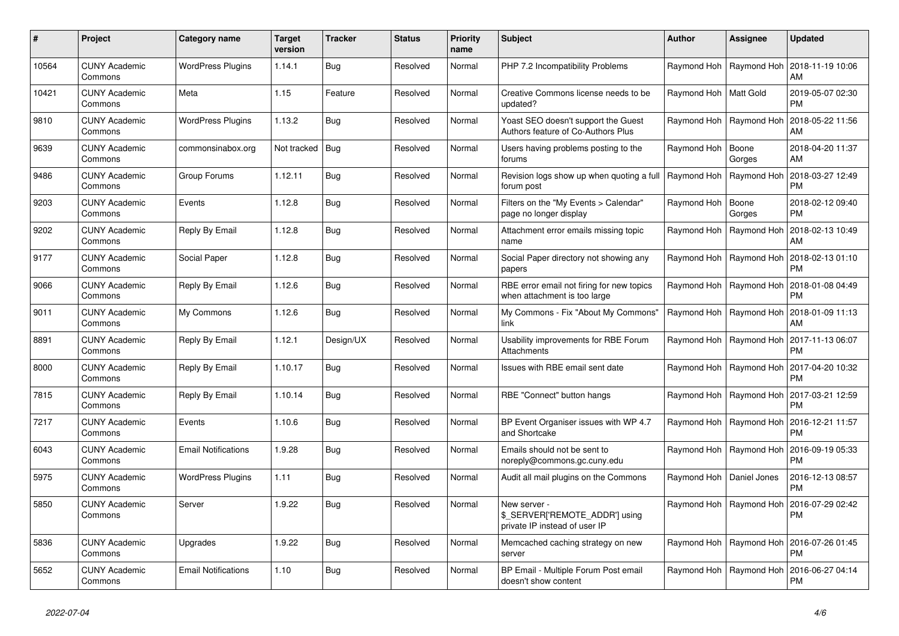| # | Project | Category name | Target version | Tracker | Status | Priority name | Subject | Author | Assignee | Updated |
|---|---|---|---|---|---|---|---|---|---|---|
| 10564 | CUNY Academic Commons | WordPress Plugins | 1.14.1 | Bug | Resolved | Normal | PHP 7.2 Incompatibility Problems | Raymond Hoh | Raymond Hoh | 2018-11-19 10:06 AM |
| 10421 | CUNY Academic Commons | Meta | 1.15 | Feature | Resolved | Normal | Creative Commons license needs to be updated? | Raymond Hoh | Matt Gold | 2019-05-07 02:30 PM |
| 9810 | CUNY Academic Commons | WordPress Plugins | 1.13.2 | Bug | Resolved | Normal | Yoast SEO doesn't support the Guest Authors feature of Co-Authors Plus | Raymond Hoh | Raymond Hoh | 2018-05-22 11:56 AM |
| 9639 | CUNY Academic Commons | commonsinabox.org | Not tracked | Bug | Resolved | Normal | Users having problems posting to the forums | Raymond Hoh | Boone Gorges | 2018-04-20 11:37 AM |
| 9486 | CUNY Academic Commons | Group Forums | 1.12.11 | Bug | Resolved | Normal | Revision logs show up when quoting a full forum post | Raymond Hoh | Raymond Hoh | 2018-03-27 12:49 PM |
| 9203 | CUNY Academic Commons | Events | 1.12.8 | Bug | Resolved | Normal | Filters on the "My Events > Calendar" page no longer display | Raymond Hoh | Boone Gorges | 2018-02-12 09:40 PM |
| 9202 | CUNY Academic Commons | Reply By Email | 1.12.8 | Bug | Resolved | Normal | Attachment error emails missing topic name | Raymond Hoh | Raymond Hoh | 2018-02-13 10:49 AM |
| 9177 | CUNY Academic Commons | Social Paper | 1.12.8 | Bug | Resolved | Normal | Social Paper directory not showing any papers | Raymond Hoh | Raymond Hoh | 2018-02-13 01:10 PM |
| 9066 | CUNY Academic Commons | Reply By Email | 1.12.6 | Bug | Resolved | Normal | RBE error email not firing for new topics when attachment is too large | Raymond Hoh | Raymond Hoh | 2018-01-08 04:49 PM |
| 9011 | CUNY Academic Commons | My Commons | 1.12.6 | Bug | Resolved | Normal | My Commons - Fix "About My Commons" link | Raymond Hoh | Raymond Hoh | 2018-01-09 11:13 AM |
| 8891 | CUNY Academic Commons | Reply By Email | 1.12.1 | Design/UX | Resolved | Normal | Usability improvements for RBE Forum Attachments | Raymond Hoh | Raymond Hoh | 2017-11-13 06:07 PM |
| 8000 | CUNY Academic Commons | Reply By Email | 1.10.17 | Bug | Resolved | Normal | Issues with RBE email sent date | Raymond Hoh | Raymond Hoh | 2017-04-20 10:32 PM |
| 7815 | CUNY Academic Commons | Reply By Email | 1.10.14 | Bug | Resolved | Normal | RBE "Connect" button hangs | Raymond Hoh | Raymond Hoh | 2017-03-21 12:59 PM |
| 7217 | CUNY Academic Commons | Events | 1.10.6 | Bug | Resolved | Normal | BP Event Organiser issues with WP 4.7 and Shortcake | Raymond Hoh | Raymond Hoh | 2016-12-21 11:57 PM |
| 6043 | CUNY Academic Commons | Email Notifications | 1.9.28 | Bug | Resolved | Normal | Emails should not be sent to noreply@commons.gc.cuny.edu | Raymond Hoh | Raymond Hoh | 2016-09-19 05:33 PM |
| 5975 | CUNY Academic Commons | WordPress Plugins | 1.11 | Bug | Resolved | Normal | Audit all mail plugins on the Commons | Raymond Hoh | Daniel Jones | 2016-12-13 08:57 PM |
| 5850 | CUNY Academic Commons | Server | 1.9.22 | Bug | Resolved | Normal | New server - $_SERVER['REMOTE_ADDR'] using private IP instead of user IP | Raymond Hoh | Raymond Hoh | 2016-07-29 02:42 PM |
| 5836 | CUNY Academic Commons | Upgrades | 1.9.22 | Bug | Resolved | Normal | Memcached caching strategy on new server | Raymond Hoh | Raymond Hoh | 2016-07-26 01:45 PM |
| 5652 | CUNY Academic Commons | Email Notifications | 1.10 | Bug | Resolved | Normal | BP Email - Multiple Forum Post email doesn't show content | Raymond Hoh | Raymond Hoh | 2016-06-27 04:14 PM |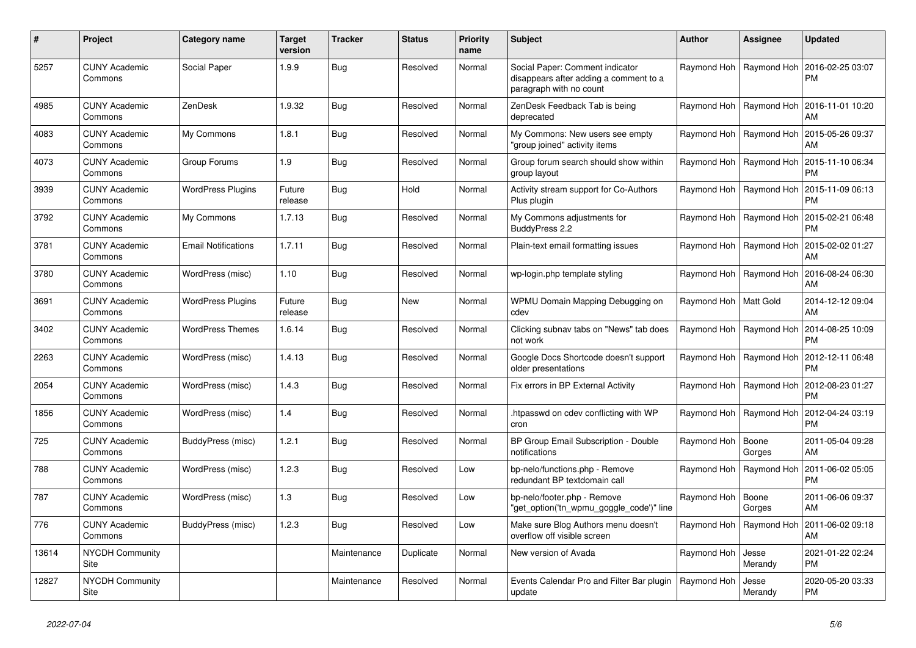| # | Project | Category name | Target version | Tracker | Status | Priority name | Subject | Author | Assignee | Updated |
|---|---|---|---|---|---|---|---|---|---|---|
| 5257 | CUNY Academic Commons | Social Paper | 1.9.9 | Bug | Resolved | Normal | Social Paper: Comment indicator disappears after adding a comment to a paragraph with no count | Raymond Hoh | Raymond Hoh | 2016-02-25 03:07 PM |
| 4985 | CUNY Academic Commons | ZenDesk | 1.9.32 | Bug | Resolved | Normal | ZenDesk Feedback Tab is being deprecated | Raymond Hoh | Raymond Hoh | 2016-11-01 10:20 AM |
| 4083 | CUNY Academic Commons | My Commons | 1.8.1 | Bug | Resolved | Normal | My Commons: New users see empty "group joined" activity items | Raymond Hoh | Raymond Hoh | 2015-05-26 09:37 AM |
| 4073 | CUNY Academic Commons | Group Forums | 1.9 | Bug | Resolved | Normal | Group forum search should show within group layout | Raymond Hoh | Raymond Hoh | 2015-11-10 06:34 PM |
| 3939 | CUNY Academic Commons | WordPress Plugins | Future release | Bug | Hold | Normal | Activity stream support for Co-Authors Plus plugin | Raymond Hoh | Raymond Hoh | 2015-11-09 06:13 PM |
| 3792 | CUNY Academic Commons | My Commons | 1.7.13 | Bug | Resolved | Normal | My Commons adjustments for BuddyPress 2.2 | Raymond Hoh | Raymond Hoh | 2015-02-21 06:48 PM |
| 3781 | CUNY Academic Commons | Email Notifications | 1.7.11 | Bug | Resolved | Normal | Plain-text email formatting issues | Raymond Hoh | Raymond Hoh | 2015-02-02 01:27 AM |
| 3780 | CUNY Academic Commons | WordPress (misc) | 1.10 | Bug | Resolved | Normal | wp-login.php template styling | Raymond Hoh | Raymond Hoh | 2016-08-24 06:30 AM |
| 3691 | CUNY Academic Commons | WordPress Plugins | Future release | Bug | New | Normal | WPMU Domain Mapping Debugging on cdev | Raymond Hoh | Matt Gold | 2014-12-12 09:04 AM |
| 3402 | CUNY Academic Commons | WordPress Themes | 1.6.14 | Bug | Resolved | Normal | Clicking subnav tabs on "News" tab does not work | Raymond Hoh | Raymond Hoh | 2014-08-25 10:09 PM |
| 2263 | CUNY Academic Commons | WordPress (misc) | 1.4.13 | Bug | Resolved | Normal | Google Docs Shortcode doesn't support older presentations | Raymond Hoh | Raymond Hoh | 2012-12-11 06:48 PM |
| 2054 | CUNY Academic Commons | WordPress (misc) | 1.4.3 | Bug | Resolved | Normal | Fix errors in BP External Activity | Raymond Hoh | Raymond Hoh | 2012-08-23 01:27 PM |
| 1856 | CUNY Academic Commons | WordPress (misc) | 1.4 | Bug | Resolved | Normal | .htpasswd on cdev conflicting with WP cron | Raymond Hoh | Raymond Hoh | 2012-04-24 03:19 PM |
| 725 | CUNY Academic Commons | BuddyPress (misc) | 1.2.1 | Bug | Resolved | Normal | BP Group Email Subscription - Double notifications | Raymond Hoh | Boone Gorges | 2011-05-04 09:28 AM |
| 788 | CUNY Academic Commons | WordPress (misc) | 1.2.3 | Bug | Resolved | Low | bp-nelo/functions.php - Remove redundant BP textdomain call | Raymond Hoh | Raymond Hoh | 2011-06-02 05:05 PM |
| 787 | CUNY Academic Commons | WordPress (misc) | 1.3 | Bug | Resolved | Low | bp-nelo/footer.php - Remove "get_option('tn_wpmu_goggle_code')" line | Raymond Hoh | Boone Gorges | 2011-06-06 09:37 AM |
| 776 | CUNY Academic Commons | BuddyPress (misc) | 1.2.3 | Bug | Resolved | Low | Make sure Blog Authors menu doesn't overflow off visible screen | Raymond Hoh | Raymond Hoh | 2011-06-02 09:18 AM |
| 13614 | NYCDH Community Site | | | Maintenance | Duplicate | Normal | New version of Avada | Raymond Hoh | Jesse Merandy | 2021-01-22 02:24 PM |
| 12827 | NYCDH Community Site | | | Maintenance | Resolved | Normal | Events Calendar Pro and Filter Bar plugin update | Raymond Hoh | Jesse Merandy | 2020-05-20 03:33 PM |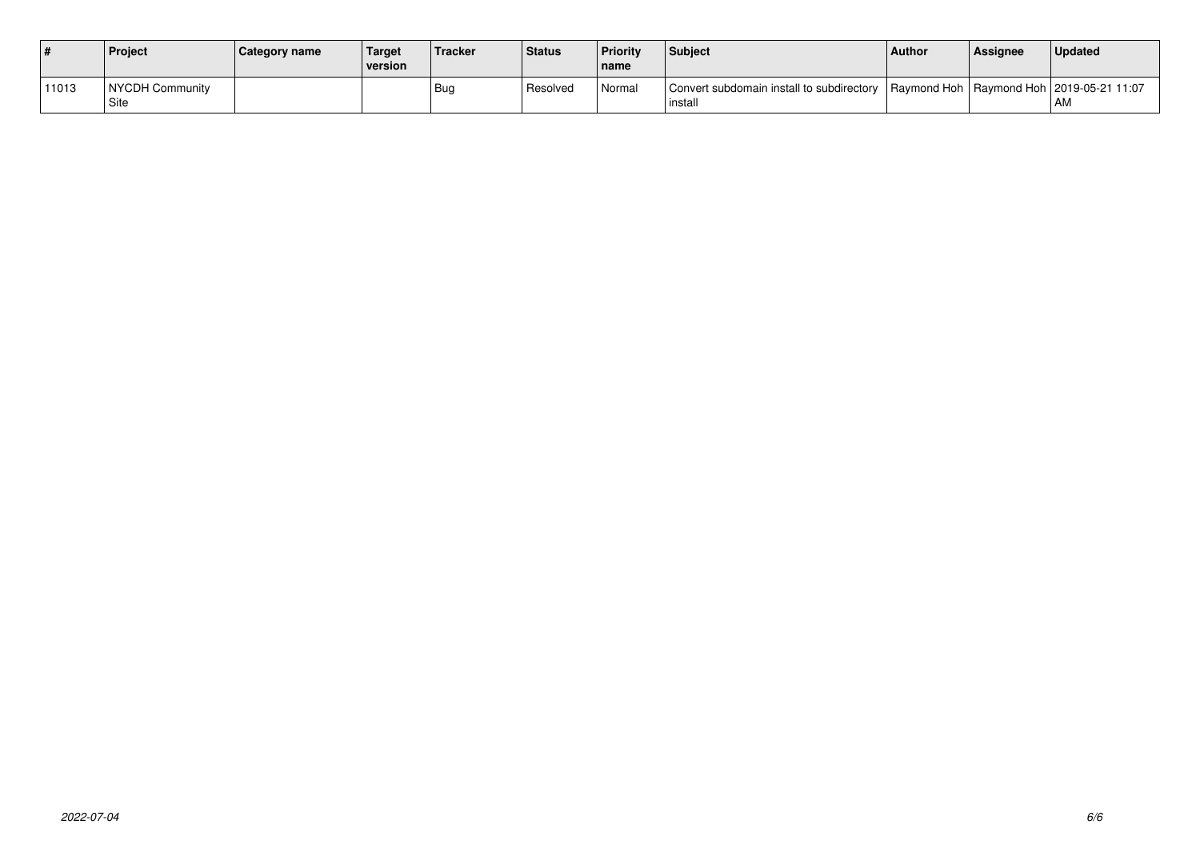| # | Project | Category name | Target version | Tracker | Status | Priority name | Subject | Author | Assignee | Updated |
|---|---|---|---|---|---|---|---|---|---|---|
| 11013 | NYCDH Community Site | | | Bug | Resolved | Normal | Convert subdomain install to subdirectory install | Raymond Hoh | Raymond Hoh | 2019-05-21 11:07 AM |